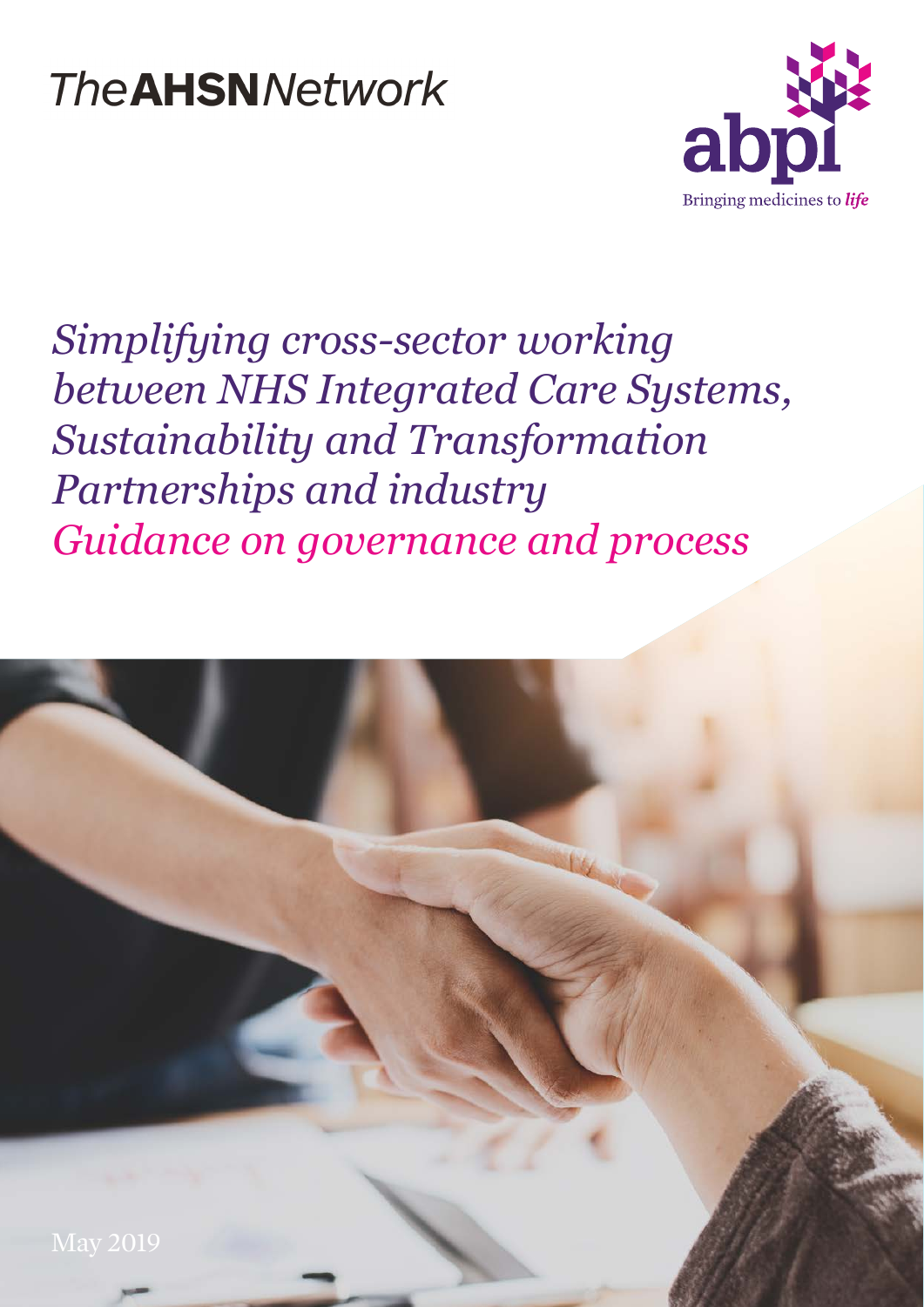TheAHSNNetwork

abpi

Bringing medicines to *life*

# *Simplifying cross-sector working between NHS Integrated Care Systems, Sustainability and Transformation Partnerships and industry*

## *Guidance on governance and process*

May 2019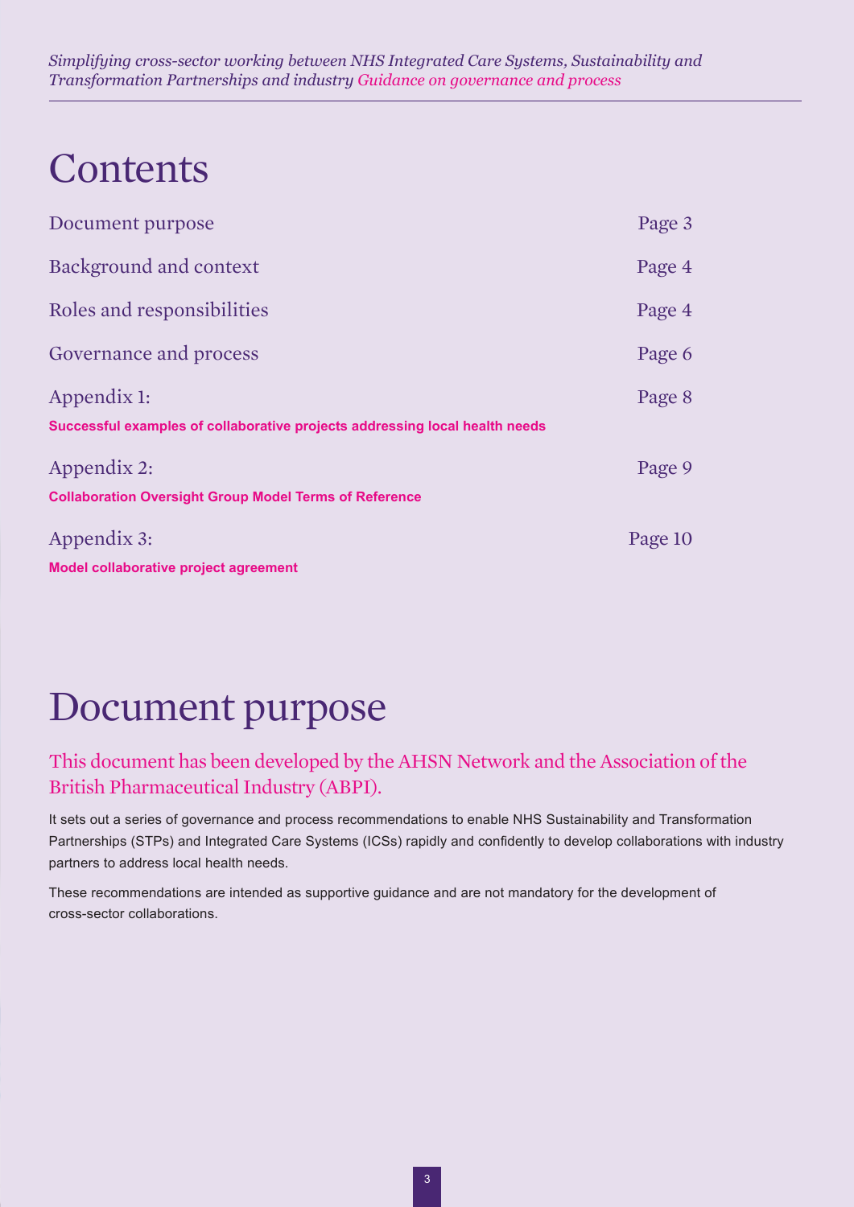# Contents

| | |
|---|---|
| Document purpose | Page 3 |
| Background and context | Page 4 |
| Roles and responsibilities | Page 4 |
| Governance and process | Page 6 |
| Appendix 1: **Successful examples of collaborative projects addressing local health needs** | Page 8 |
| Appendix 2: **Collaboration Oversight Group Model Terms of Reference** | Page 9 |
| Appendix 3: **Model collaborative project agreement** | Page 10 |

# Document purpose

## This document has been developed by the AHSN Network and the Association of the British Pharmaceutical Industry (ABPI).

It sets out a series of governance and process recommendations to enable NHS Sustainability and Transformation Partnerships (STPs) and Integrated Care Systems (ICSs) rapidly and confidently to develop collaborations with industry partners to address local health needs.

These recommendations are intended as supportive guidance and are not mandatory for the development of cross-sector collaborations.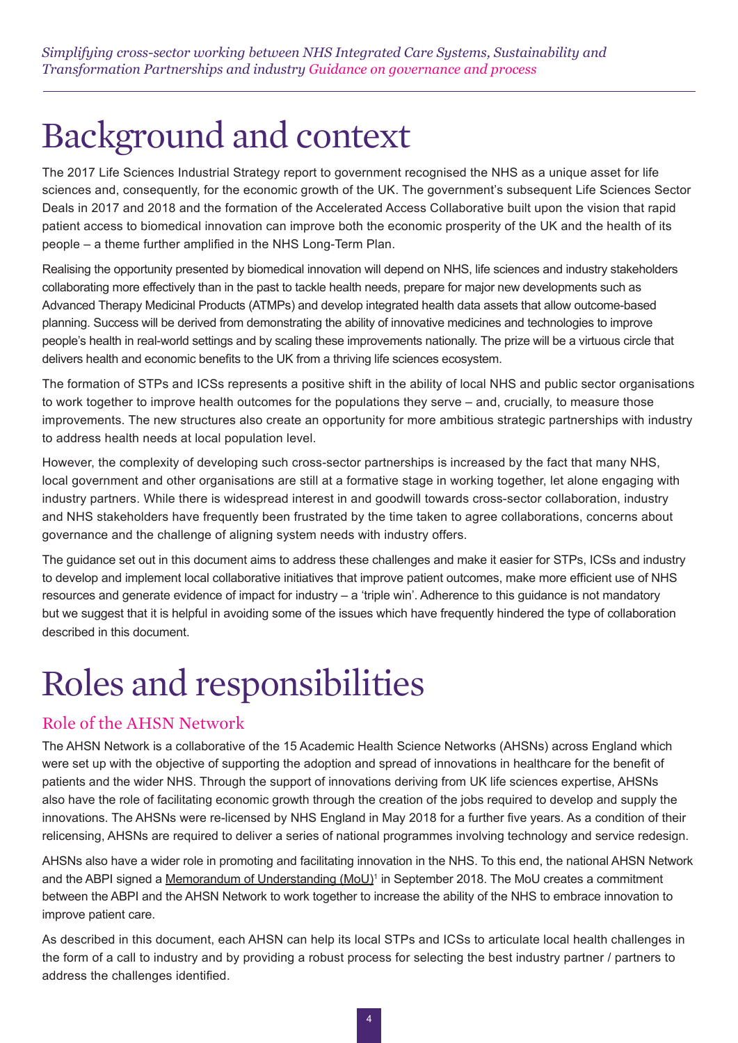# Background and context

The 2017 Life Sciences Industrial Strategy report to government recognised the NHS as a unique asset for life sciences and, consequently, for the economic growth of the UK. The government's subsequent Life Sciences Sector Deals in 2017 and 2018 and the formation of the Accelerated Access Collaborative built upon the vision that rapid patient access to biomedical innovation can improve both the economic prosperity of the UK and the health of its people – a theme further amplified in the NHS Long-Term Plan.

Realising the opportunity presented by biomedical innovation will depend on NHS, life sciences and industry stakeholders collaborating more effectively than in the past to tackle health needs, prepare for major new developments such as Advanced Therapy Medicinal Products (ATMPs) and develop integrated health data assets that allow outcome-based planning. Success will be derived from demonstrating the ability of innovative medicines and technologies to improve people's health in real-world settings and by scaling these improvements nationally. The prize will be a virtuous circle that delivers health and economic benefits to the UK from a thriving life sciences ecosystem.

The formation of STPs and ICSs represents a positive shift in the ability of local NHS and public sector organisations to work together to improve health outcomes for the populations they serve – and, crucially, to measure those improvements. The new structures also create an opportunity for more ambitious strategic partnerships with industry to address health needs at local population level.

However, the complexity of developing such cross-sector partnerships is increased by the fact that many NHS, local government and other organisations are still at a formative stage in working together, let alone engaging with industry partners. While there is widespread interest in and goodwill towards cross-sector collaboration, industry and NHS stakeholders have frequently been frustrated by the time taken to agree collaborations, concerns about governance and the challenge of aligning system needs with industry offers.

The guidance set out in this document aims to address these challenges and make it easier for STPs, ICSs and industry to develop and implement local collaborative initiatives that improve patient outcomes, make more efficient use of NHS resources and generate evidence of impact for industry – a 'triple win'. Adherence to this guidance is not mandatory but we suggest that it is helpful in avoiding some of the issues which have frequently hindered the type of collaboration described in this document.

# Roles and responsibilities

## Role of the AHSN Network

The AHSN Network is a collaborative of the 15 Academic Health Science Networks (AHSNs) across England which were set up with the objective of supporting the adoption and spread of innovations in healthcare for the benefit of patients and the wider NHS. Through the support of innovations deriving from UK life sciences expertise, AHSNs also have the role of facilitating economic growth through the creation of the jobs required to develop and supply the innovations. The AHSNs were re-licensed by NHS England in May 2018 for a further five years. As a condition of their relicensing, AHSNs are required to deliver a series of national programmes involving technology and service redesign.

AHSNs also have a wider role in promoting and facilitating innovation in the NHS. To this end, the national AHSN Network and the ABPI signed a Memorandum of Understanding (MoU)[1] in September 2018. The MoU creates a commitment between the ABPI and the AHSN Network to work together to increase the ability of the NHS to embrace innovation to improve patient care.

As described in this document, each AHSN can help its local STPs and ICSs to articulate local health challenges in the form of a call to industry and by providing a robust process for selecting the best industry partner / partners to address the challenges identified.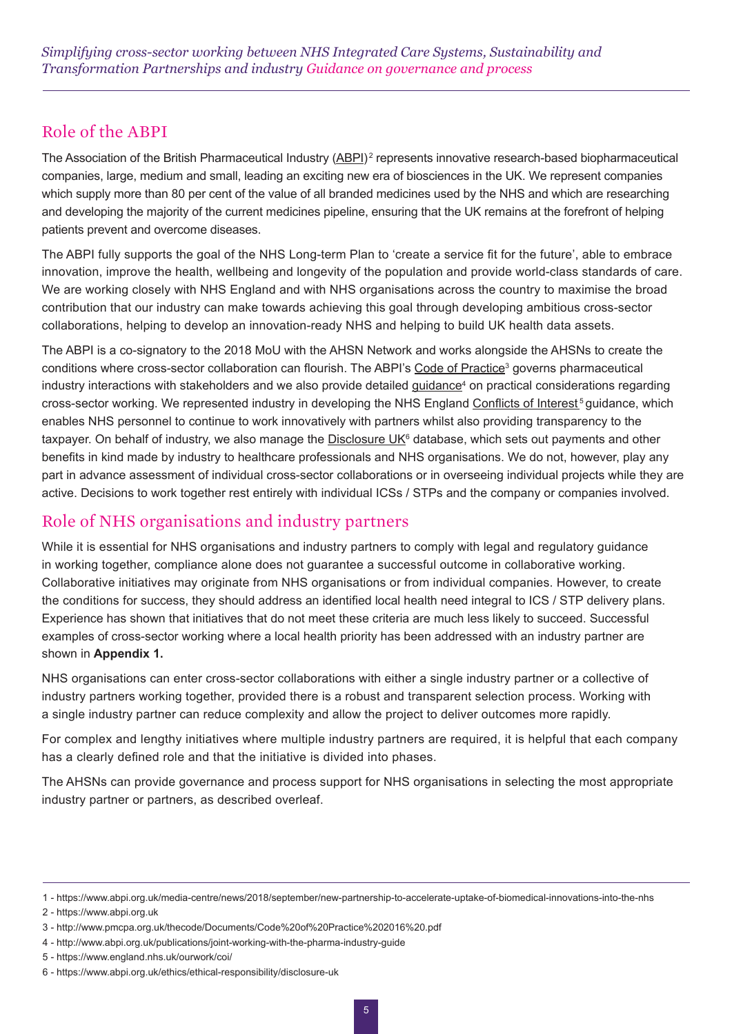## Role of the ABPI

The Association of the British Pharmaceutical Industry (ABPI)[2] represents innovative research-based biopharmaceutical companies, large, medium and small, leading an exciting new era of biosciences in the UK. We represent companies which supply more than 80 per cent of the value of all branded medicines used by the NHS and which are researching and developing the majority of the current medicines pipeline, ensuring that the UK remains at the forefront of helping patients prevent and overcome diseases.

The ABPI fully supports the goal of the NHS Long-term Plan to 'create a service fit for the future', able to embrace innovation, improve the health, wellbeing and longevity of the population and provide world-class standards of care. We are working closely with NHS England and with NHS organisations across the country to maximise the broad contribution that our industry can make towards achieving this goal through developing ambitious cross-sector collaborations, helping to develop an innovation-ready NHS and helping to build UK health data assets.

The ABPI is a co-signatory to the 2018 MoU with the AHSN Network and works alongside the AHSNs to create the conditions where cross-sector collaboration can flourish. The ABPI's Code of Practice[3] governs pharmaceutical industry interactions with stakeholders and we also provide detailed guidance[4] on practical considerations regarding cross-sector working. We represented industry in developing the NHS England Conflicts of Interest[5] guidance, which enables NHS personnel to continue to work innovatively with partners whilst also providing transparency to the taxpayer. On behalf of industry, we also manage the Disclosure UK[6] database, which sets out payments and other benefits in kind made by industry to healthcare professionals and NHS organisations. We do not, however, play any part in advance assessment of individual cross-sector collaborations or in overseeing individual projects while they are active. Decisions to work together rest entirely with individual ICSs / STPs and the company or companies involved.

## Role of NHS organisations and industry partners

While it is essential for NHS organisations and industry partners to comply with legal and regulatory guidance in working together, compliance alone does not guarantee a successful outcome in collaborative working. Collaborative initiatives may originate from NHS organisations or from individual companies. However, to create the conditions for success, they should address an identified local health need integral to ICS / STP delivery plans. Experience has shown that initiatives that do not meet these criteria are much less likely to succeed. Successful examples of cross-sector working where a local health priority has been addressed with an industry partner are shown in **Appendix 1.**

NHS organisations can enter cross-sector collaborations with either a single industry partner or a collective of industry partners working together, provided there is a robust and transparent selection process. Working with a single industry partner can reduce complexity and allow the project to deliver outcomes more rapidly.

For complex and lengthy initiatives where multiple industry partners are required, it is helpful that each company has a clearly defined role and that the initiative is divided into phases.

The AHSNs can provide governance and process support for NHS organisations in selecting the most appropriate industry partner or partners, as described overleaf.

---

1 - https://www.abpi.org.uk/media-centre/news/2018/september/new-partnership-to-accelerate-uptake-of-biomedical-innovations-into-the-nhs

2 - https://www.abpi.org.uk

3 - http://www.pmcpa.org.uk/thecode/Documents/Code%20of%20Practice%202016%20.pdf

4 - http://www.abpi.org.uk/publications/joint-working-with-the-pharma-industry-guide

5 - https://www.england.nhs.uk/ourwork/coi/

6 - https://www.abpi.org.uk/ethics/ethical-responsibility/disclosure-uk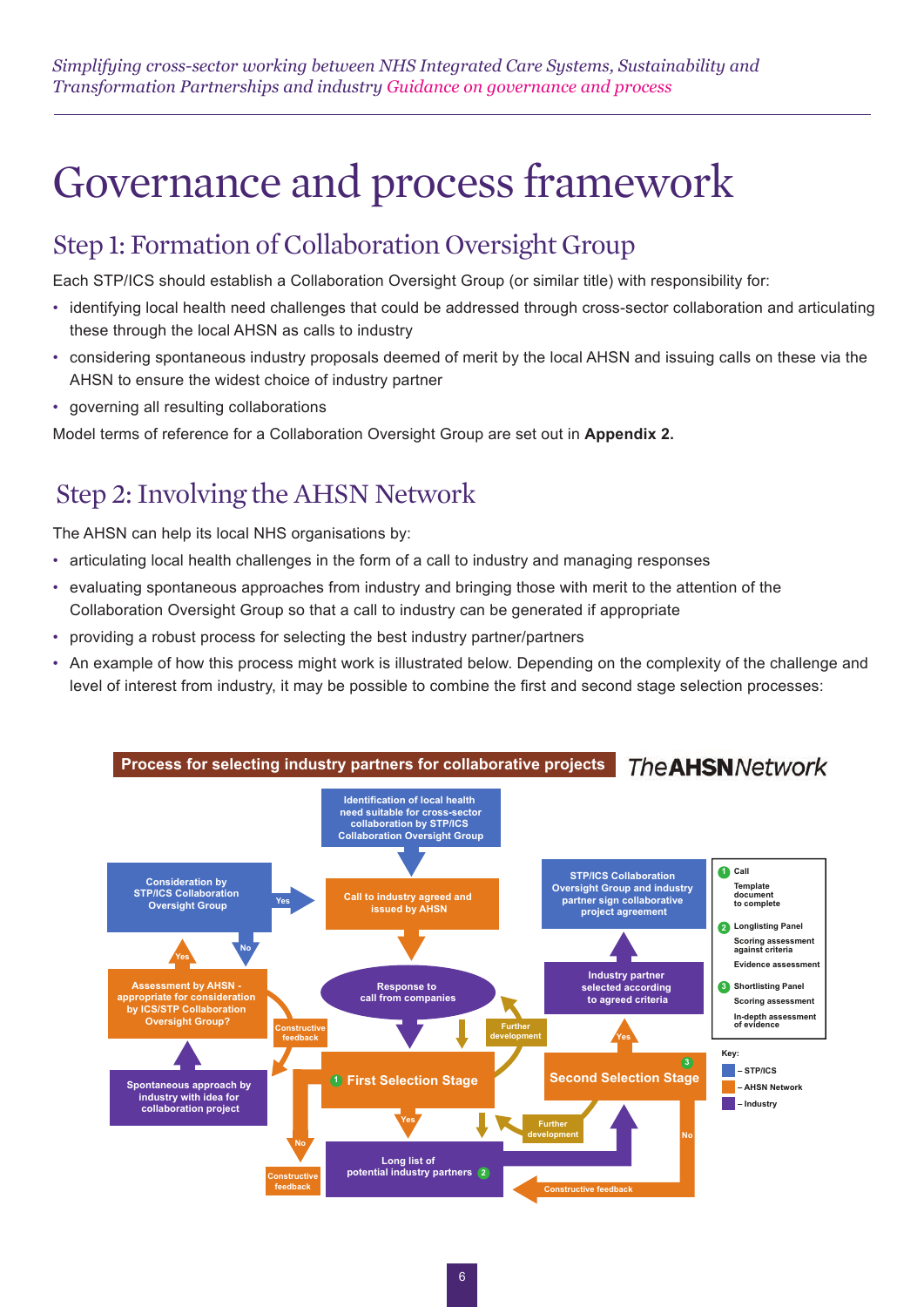# Governance and process framework

## Step 1: Formation of Collaboration Oversight Group

Each STP/ICS should establish a Collaboration Oversight Group (or similar title) with responsibility for:

- identifying local health need challenges that could be addressed through cross-sector collaboration and articulating these through the local AHSN as calls to industry
- considering spontaneous industry proposals deemed of merit by the local AHSN and issuing calls on these via the AHSN to ensure the widest choice of industry partner
- governing all resulting collaborations

Model terms of reference for a Collaboration Oversight Group are set out in **Appendix 2.**

## Step 2: Involving the AHSN Network

The AHSN can help its local NHS organisations by:

- articulating local health challenges in the form of a call to industry and managing responses
- evaluating spontaneous approaches from industry and bringing those with merit to the attention of the Collaboration Oversight Group so that a call to industry can be generated if appropriate
- providing a robust process for selecting the best industry partner/partners
- An example of how this process might work is illustrated below. Depending on the complexity of the challenge and level of interest from industry, it may be possible to combine the first and second stage selection processes:

**Process for selecting industry partners for collaborative projects** — *TheAHSNNetwork*

- Identification of local health need suitable for cross-sector collaboration by STP/ICS Collaboration Oversight Group → Call to industry agreed and issued by AHSN → Response to call from companies → ① First Selection Stage
  - First Selection Stage: Yes → Long list of potential industry partners ② → ③ Second Selection Stage
  - First Selection Stage: No → Constructive feedback
  - Further development → Response to call from companies
- Spontaneous approach by industry with idea for collaboration project → Assessment by AHSN - appropriate for consideration by ICS/STP Collaboration Oversight Group?
  - Yes → Consideration by STP/ICS Collaboration Oversight Group
    - Yes → Call to industry agreed and issued by AHSN
    - No → Assessment by AHSN
  - Constructive feedback → Spontaneous approach by industry
- Second Selection Stage:
  - Yes → Industry partner selected according to agreed criteria → STP/ICS Collaboration Oversight Group and industry partner sign collaborative project agreement
  - No → Constructive feedback
  - Further development → Long list of potential industry partners

① Call
- Template document to complete

② Longlisting Panel
- Scoring assessment against criteria
- Evidence assessment

③ Shortlisting Panel
- Scoring assessment
- In-depth assessment of evidence

Key:
- – STP/ICS
- – AHSN Network
- – Industry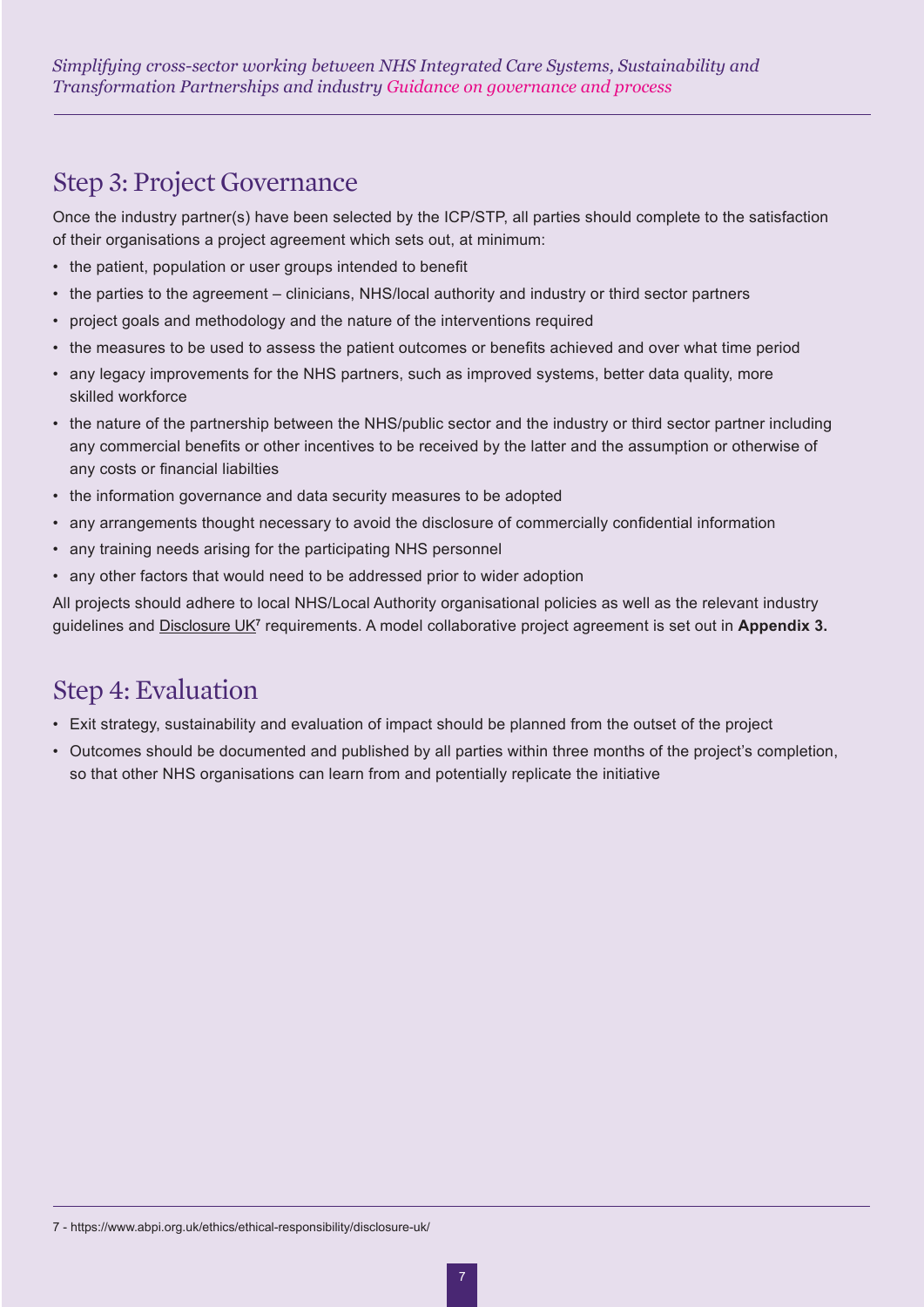## Step 3: Project Governance

Once the industry partner(s) have been selected by the ICP/STP, all parties should complete to the satisfaction of their organisations a project agreement which sets out, at minimum:

- the patient, population or user groups intended to benefit
- the parties to the agreement – clinicians, NHS/local authority and industry or third sector partners
- project goals and methodology and the nature of the interventions required
- the measures to be used to assess the patient outcomes or benefits achieved and over what time period
- any legacy improvements for the NHS partners, such as improved systems, better data quality, more skilled workforce
- the nature of the partnership between the NHS/public sector and the industry or third sector partner including any commercial benefits or other incentives to be received by the latter and the assumption or otherwise of any costs or financial liabilties
- the information governance and data security measures to be adopted
- any arrangements thought necessary to avoid the disclosure of commercially confidential information
- any training needs arising for the participating NHS personnel
- any other factors that would need to be addressed prior to wider adoption

All projects should adhere to local NHS/Local Authority organisational policies as well as the relevant industry guidelines and Disclosure UK[7] requirements. A model collaborative project agreement is set out in **Appendix 3.**

## Step 4: Evaluation

- Exit strategy, sustainability and evaluation of impact should be planned from the outset of the project
- Outcomes should be documented and published by all parties within three months of the project's completion, so that other NHS organisations can learn from and potentially replicate the initiative

7 - https://www.abpi.org.uk/ethics/ethical-responsibility/disclosure-uk/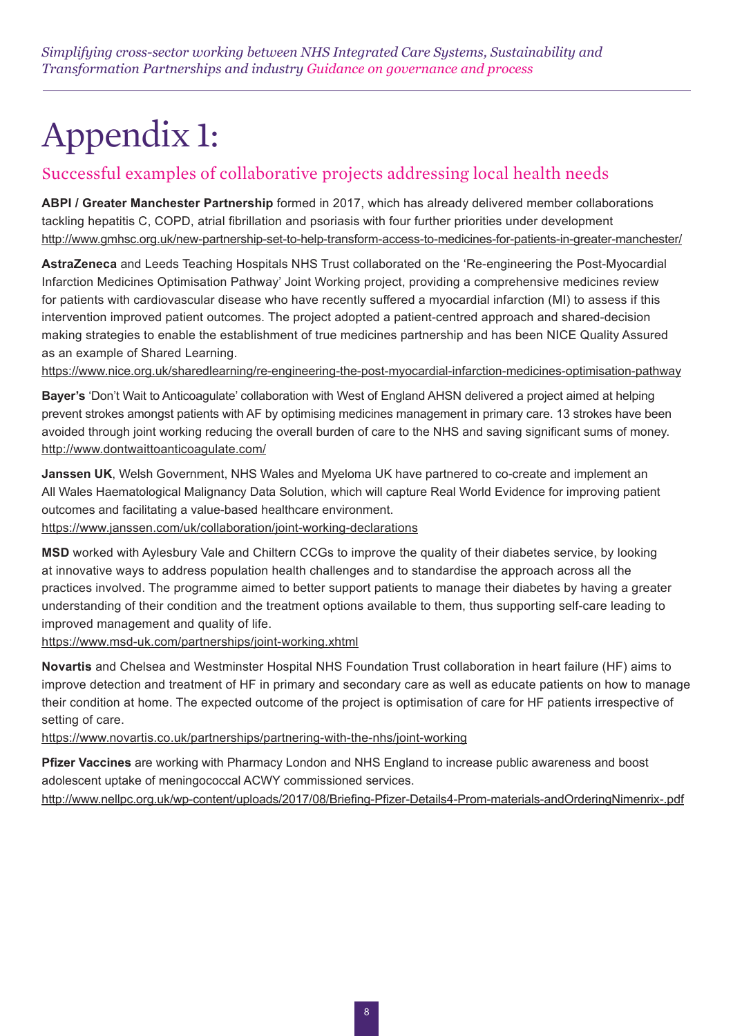# Appendix 1:

## Successful examples of collaborative projects addressing local health needs

**ABPI / Greater Manchester Partnership** formed in 2017, which has already delivered member collaborations tackling hepatitis C, COPD, atrial fibrillation and psoriasis with four further priorities under development
http://www.gmhsc.org.uk/new-partnership-set-to-help-transform-access-to-medicines-for-patients-in-greater-manchester/

**AstraZeneca** and Leeds Teaching Hospitals NHS Trust collaborated on the 'Re-engineering the Post-Myocardial Infarction Medicines Optimisation Pathway' Joint Working project, providing a comprehensive medicines review for patients with cardiovascular disease who have recently suffered a myocardial infarction (MI) to assess if this intervention improved patient outcomes. The project adopted a patient-centred approach and shared-decision making strategies to enable the establishment of true medicines partnership and has been NICE Quality Assured as an example of Shared Learning.
https://www.nice.org.uk/sharedlearning/re-engineering-the-post-myocardial-infarction-medicines-optimisation-pathway

**Bayer's** 'Don't Wait to Anticoagulate' collaboration with West of England AHSN delivered a project aimed at helping prevent strokes amongst patients with AF by optimising medicines management in primary care. 13 strokes have been avoided through joint working reducing the overall burden of care to the NHS and saving significant sums of money.
http://www.dontwaittoanticoagulate.com/

**Janssen UK**, Welsh Government, NHS Wales and Myeloma UK have partnered to co-create and implement an All Wales Haematological Malignancy Data Solution, which will capture Real World Evidence for improving patient outcomes and facilitating a value-based healthcare environment.
https://www.janssen.com/uk/collaboration/joint-working-declarations

**MSD** worked with Aylesbury Vale and Chiltern CCGs to improve the quality of their diabetes service, by looking at innovative ways to address population health challenges and to standardise the approach across all the practices involved. The programme aimed to better support patients to manage their diabetes by having a greater understanding of their condition and the treatment options available to them, thus supporting self-care leading to improved management and quality of life.
https://www.msd-uk.com/partnerships/joint-working.xhtml

**Novartis** and Chelsea and Westminster Hospital NHS Foundation Trust collaboration in heart failure (HF) aims to improve detection and treatment of HF in primary and secondary care as well as educate patients on how to manage their condition at home. The expected outcome of the project is optimisation of care for HF patients irrespective of setting of care.
https://www.novartis.co.uk/partnerships/partnering-with-the-nhs/joint-working

**Pfizer Vaccines** are working with Pharmacy London and NHS England to increase public awareness and boost adolescent uptake of meningococcal ACWY commissioned services.
http://www.nellpc.org.uk/wp-content/uploads/2017/08/Briefing-Pfizer-Details4-Prom-materials-andOrderingNimenrix-.pdf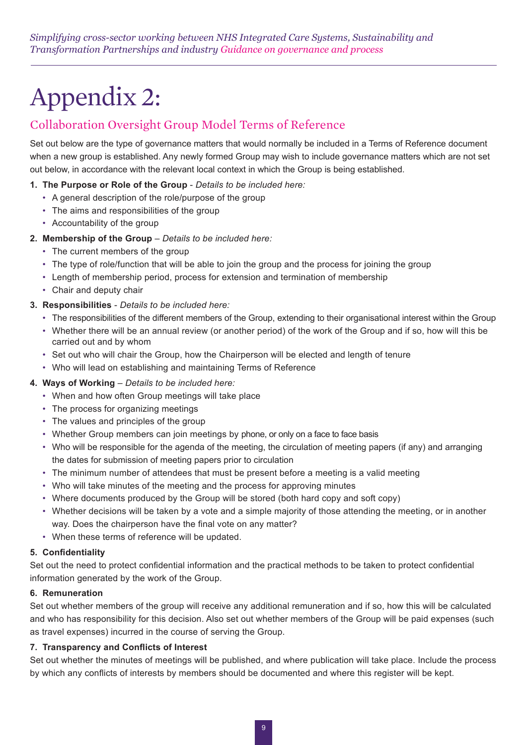# Appendix 2:

## Collaboration Oversight Group Model Terms of Reference

Set out below are the type of governance matters that would normally be included in a Terms of Reference document when a new group is established. Any newly formed Group may wish to include governance matters which are not set out below, in accordance with the relevant local context in which the Group is being established.

1. **The Purpose or Role of the Group** - *Details to be included here:*
   - A general description of the role/purpose of the group
   - The aims and responsibilities of the group
   - Accountability of the group
2. **Membership of the Group** – *Details to be included here:*
   - The current members of the group
   - The type of role/function that will be able to join the group and the process for joining the group
   - Length of membership period, process for extension and termination of membership
   - Chair and deputy chair
3. **Responsibilities** - *Details to be included here:*
   - The responsibilities of the different members of the Group, extending to their organisational interest within the Group
   - Whether there will be an annual review (or another period) of the work of the Group and if so, how will this be carried out and by whom
   - Set out who will chair the Group, how the Chairperson will be elected and length of tenure
   - Who will lead on establishing and maintaining Terms of Reference
4. **Ways of Working** – *Details to be included here:*
   - When and how often Group meetings will take place
   - The process for organizing meetings
   - The values and principles of the group
   - Whether Group members can join meetings by phone, or only on a face to face basis
   - Who will be responsible for the agenda of the meeting, the circulation of meeting papers (if any) and arranging the dates for submission of meeting papers prior to circulation
   - The minimum number of attendees that must be present before a meeting is a valid meeting
   - Who will take minutes of the meeting and the process for approving minutes
   - Where documents produced by the Group will be stored (both hard copy and soft copy)
   - Whether decisions will be taken by a vote and a simple majority of those attending the meeting, or in another way. Does the chairperson have the final vote on any matter?
   - When these terms of reference will be updated.

**5. Confidentiality**

Set out the need to protect confidential information and the practical methods to be taken to protect confidential information generated by the work of the Group.

**6. Remuneration**

Set out whether members of the group will receive any additional remuneration and if so, how this will be calculated and who has responsibility for this decision. Also set out whether members of the Group will be paid expenses (such as travel expenses) incurred in the course of serving the Group.

**7. Transparency and Conflicts of Interest**

Set out whether the minutes of meetings will be published, and where publication will take place. Include the process by which any conflicts of interests by members should be documented and where this register will be kept.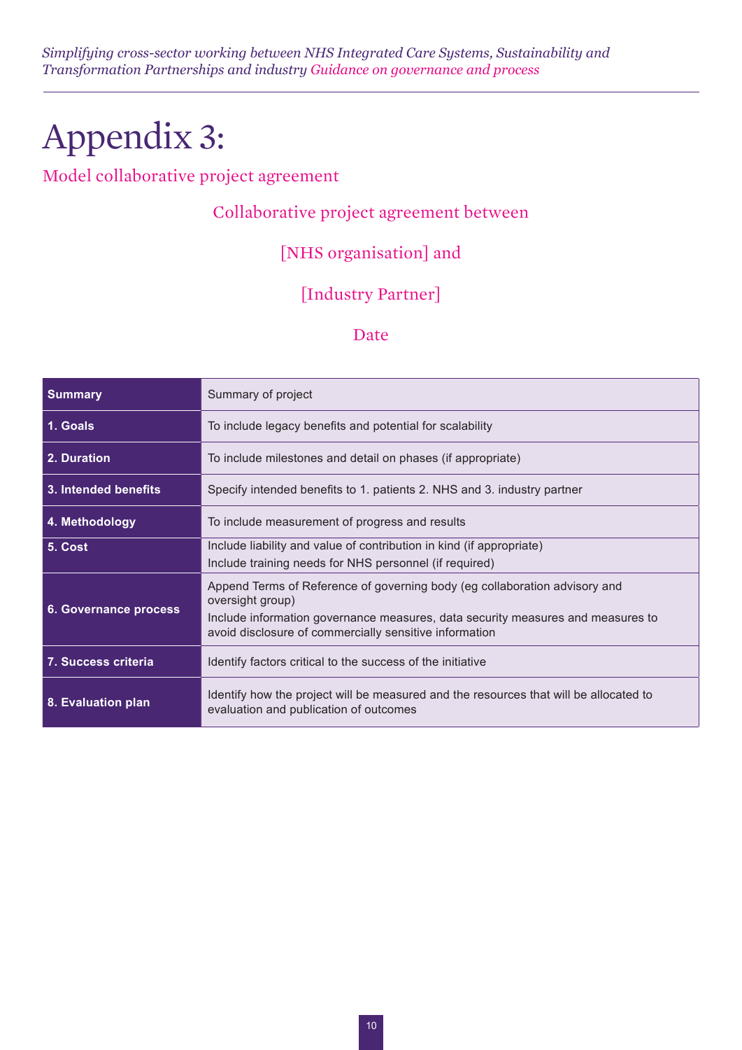# Appendix 3:

## Model collaborative project agreement

Collaborative project agreement between

[NHS organisation] and

[Industry Partner]

Date

| **Summary** | Summary of project |
|---|---|
| **1. Goals** | To include legacy benefits and potential for scalability |
| **2. Duration** | To include milestones and detail on phases (if appropriate) |
| **3. Intended benefits** | Specify intended benefits to 1. patients 2. NHS and 3. industry partner |
| **4. Methodology** | To include measurement of progress and results |
| **5. Cost** | Include liability and value of contribution in kind (if appropriate)<br>Include training needs for NHS personnel (if required) |
| **6. Governance process** | Append Terms of Reference of governing body (eg collaboration advisory and oversight group)<br>Include information governance measures, data security measures and measures to avoid disclosure of commercially sensitive information |
| **7. Success criteria** | Identify factors critical to the success of the initiative |
| **8. Evaluation plan** | Identify how the project will be measured and the resources that will be allocated to evaluation and publication of outcomes |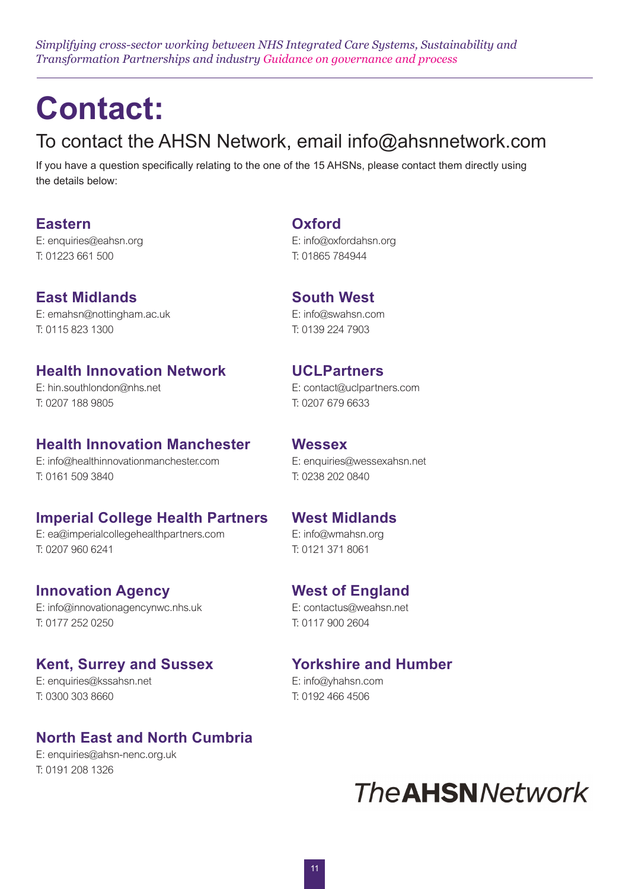# Contact:

## To contact the AHSN Network, email info@ahsnnetwork.com

If you have a question specifically relating to the one of the 15 AHSNs, please contact them directly using the details below:

### Eastern
E: enquiries@eahsn.org
T: 01223 661 500

### East Midlands
E: emahsn@nottingham.ac.uk
T: 0115 823 1300

### Health Innovation Network
E: hin.southlondon@nhs.net
T: 0207 188 9805

### Health Innovation Manchester
E: info@healthinnovationmanchester.com
T: 0161 509 3840

### Imperial College Health Partners
E: ea@imperialcollegehealthpartners.com
T: 0207 960 6241

### Innovation Agency
E: info@innovationagencynwc.nhs.uk
T: 0177 252 0250

### Kent, Surrey and Sussex
E: enquiries@kssahsn.net
T: 0300 303 8660

### North East and North Cumbria
E: enquiries@ahsn-nenc.org.uk
T: 0191 208 1326

### Oxford
E: info@oxfordahsn.org
T: 01865 784944

### South West
E: info@swahsn.com
T: 0139 224 7903

### UCLPartners
E: contact@uclpartners.com
T: 0207 679 6633

### Wessex
E: enquiries@wessexahsn.net
T: 0238 202 0840

### West Midlands
E: info@wmahsn.org
T: 0121 371 8061

### West of England
E: contactus@weahsn.net
T: 0117 900 2604

### Yorkshire and Humber
E: info@yhahsn.com
T: 0192 466 4506

*The* **AHSN** *Network*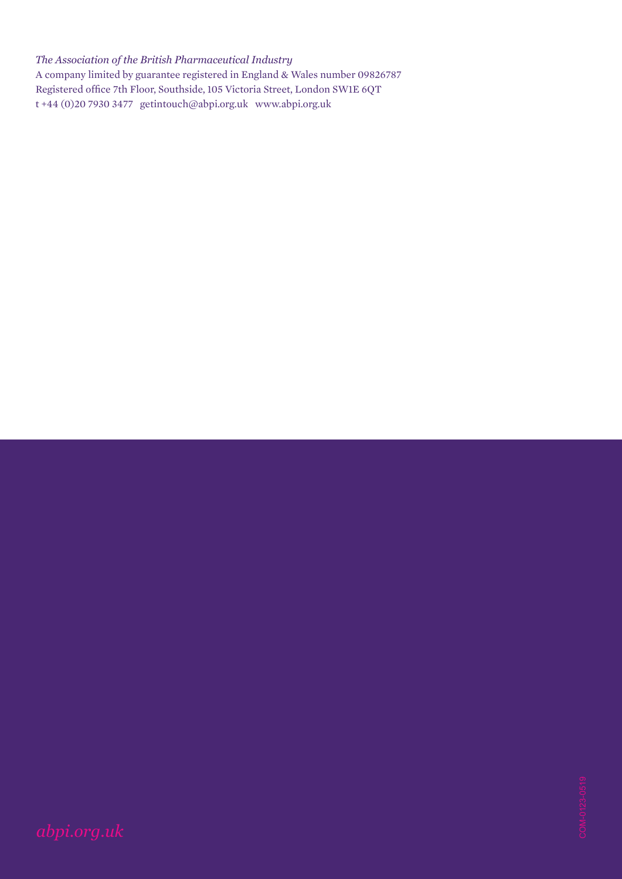*The Association of the British Pharmaceutical Industry*

A company limited by guarantee registered in England & Wales number 09826787

Registered office 7th Floor, Southside, 105 Victoria Street, London SW1E 6QT

t +44 (0)20 7930 3477 getintouch@abpi.org.uk www.abpi.org.uk

*abpi.org.uk*

COM-0123-0519